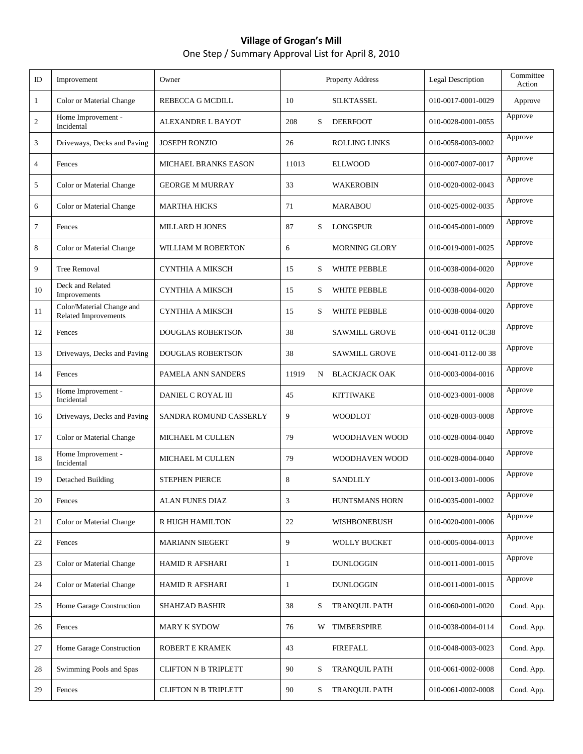**Village of Grogan's Mill**

One Step / Summary Approval List for April 8, 2010

| ID | Improvement | Owner | Property Address | | | Legal Description | Committee Action |
|---|---|---|---|---|---|---|---|
| 1 | Color or Material Change | REBECCA G MCDILL | 10 | | SILKTASSEL | 010-0017-0001-0029 | Approve |
| 2 | Home Improvement - Incidental | ALEXANDRE L BAYOT | 208 | S | DEERFOOT | 010-0028-0001-0055 | Approve |
| 3 | Driveways, Decks and Paving | JOSEPH RONZIO | 26 | | ROLLING LINKS | 010-0058-0003-0002 | Approve |
| 4 | Fences | MICHAEL BRANKS EASON | 11013 | | ELLWOOD | 010-0007-0007-0017 | Approve |
| 5 | Color or Material Change | GEORGE M MURRAY | 33 | | WAKEROBIN | 010-0020-0002-0043 | Approve |
| 6 | Color or Material Change | MARTHA HICKS | 71 | | MARABOU | 010-0025-0002-0035 | Approve |
| 7 | Fences | MILLARD H JONES | 87 | S | LONGSPUR | 010-0045-0001-0009 | Approve |
| 8 | Color or Material Change | WILLIAM M ROBERTON | 6 | | MORNING GLORY | 010-0019-0001-0025 | Approve |
| 9 | Tree Removal | CYNTHIA A MIKSCH | 15 | S | WHITE PEBBLE | 010-0038-0004-0020 | Approve |
| 10 | Deck and Related Improvements | CYNTHIA A MIKSCH | 15 | S | WHITE PEBBLE | 010-0038-0004-0020 | Approve |
| 11 | Color/Material Change and Related Improvements | CYNTHIA A MIKSCH | 15 | S | WHITE PEBBLE | 010-0038-0004-0020 | Approve |
| 12 | Fences | DOUGLAS ROBERTSON | 38 | | SAWMILL GROVE | 010-0041-0112-0C38 | Approve |
| 13 | Driveways, Decks and Paving | DOUGLAS ROBERTSON | 38 | | SAWMILL GROVE | 010-0041-0112-00 38 | Approve |
| 14 | Fences | PAMELA ANN SANDERS | 11919 | N | BLACKJACK OAK | 010-0003-0004-0016 | Approve |
| 15 | Home Improvement - Incidental | DANIEL C ROYAL III | 45 | | KITTIWAKE | 010-0023-0001-0008 | Approve |
| 16 | Driveways, Decks and Paving | SANDRA ROMUND CASSERLY | 9 | | WOODLOT | 010-0028-0003-0008 | Approve |
| 17 | Color or Material Change | MICHAEL M CULLEN | 79 | | WOODHAVEN WOOD | 010-0028-0004-0040 | Approve |
| 18 | Home Improvement - Incidental | MICHAEL M CULLEN | 79 | | WOODHAVEN WOOD | 010-0028-0004-0040 | Approve |
| 19 | Detached Building | STEPHEN PIERCE | 8 | | SANDLILY | 010-0013-0001-0006 | Approve |
| 20 | Fences | ALAN FUNES DIAZ | 3 | | HUNTSMANS HORN | 010-0035-0001-0002 | Approve |
| 21 | Color or Material Change | R HUGH HAMILTON | 22 | | WISHBONEBUSH | 010-0020-0001-0006 | Approve |
| 22 | Fences | MARIANN SIEGERT | 9 | | WOLLY BUCKET | 010-0005-0004-0013 | Approve |
| 23 | Color or Material Change | HAMID R AFSHARI | 1 | | DUNLOGGIN | 010-0011-0001-0015 | Approve |
| 24 | Color or Material Change | HAMID R AFSHARI | 1 | | DUNLOGGIN | 010-0011-0001-0015 | Approve |
| 25 | Home Garage Construction | SHAHZAD BASHIR | 38 | S | TRANQUIL PATH | 010-0060-0001-0020 | Cond. App. |
| 26 | Fences | MARY K SYDOW | 76 | W | TIMBERSPIRE | 010-0038-0004-0114 | Cond. App. |
| 27 | Home Garage Construction | ROBERT E KRAMEK | 43 | | FIREFALL | 010-0048-0003-0023 | Cond. App. |
| 28 | Swimming Pools and Spas | CLIFTON N B TRIPLETT | 90 | S | TRANQUIL PATH | 010-0061-0002-0008 | Cond. App. |
| 29 | Fences | CLIFTON N B TRIPLETT | 90 | S | TRANQUIL PATH | 010-0061-0002-0008 | Cond. App. |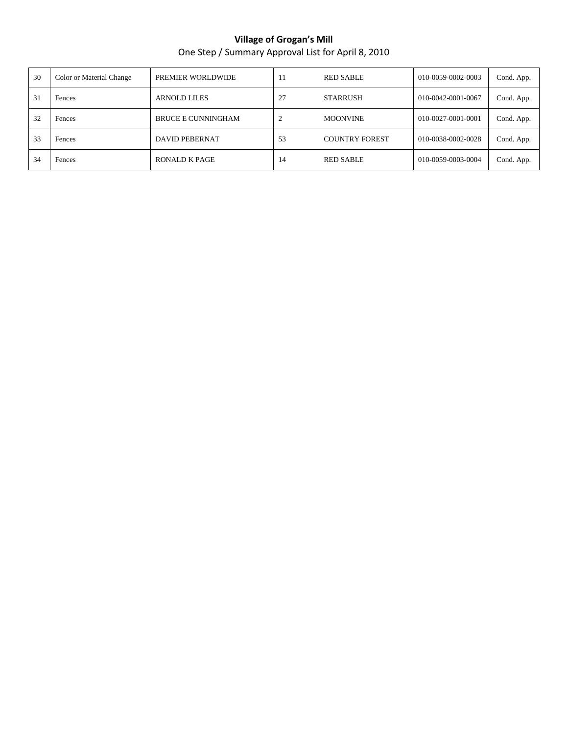**Village of Grogan's Mill**

One Step / Summary Approval List for April 8, 2010

| | | | | | | |
|---|---|---|---|---|---|---|
| 30 | Color or Material Change | PREMIER WORLDWIDE | 11 | RED SABLE | 010-0059-0002-0003 | Cond. App. |
| 31 | Fences | ARNOLD LILES | 27 | STARRUSH | 010-0042-0001-0067 | Cond. App. |
| 32 | Fences | BRUCE E CUNNINGHAM | 2 | MOONVINE | 010-0027-0001-0001 | Cond. App. |
| 33 | Fences | DAVID PEBERNAT | 53 | COUNTRY FOREST | 010-0038-0002-0028 | Cond. App. |
| 34 | Fences | RONALD K PAGE | 14 | RED SABLE | 010-0059-0003-0004 | Cond. App. |